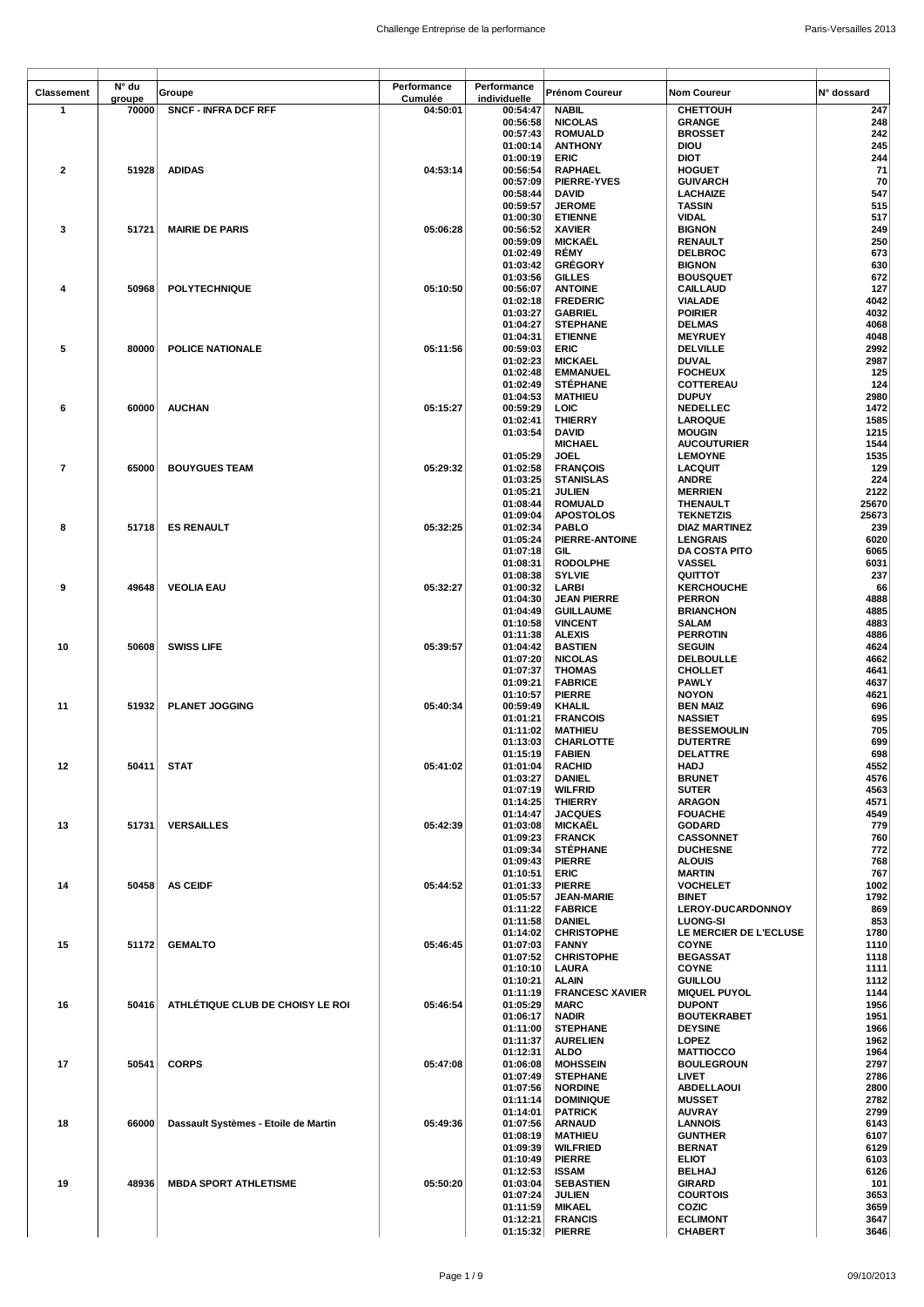| Classement | N° du groupe | Groupe | Performance Cumulée | Performance individuelle | Prénom Coureur | Nom Coureur | N° dossard |
|---|---|---|---|---|---|---|---|
| 1 | 70000 | SNCF - INFRA DCF RFF | 04:50:01 | 00:54:47 | NABIL | CHETTOUH | 247 |
| | | | | 00:56:58 | NICOLAS | GRANGE | 248 |
| | | | | 00:57:43 | ROMUALD | BROSSET | 242 |
| | | | | 01:00:14 | ANTHONY | DIOU | 245 |
| | | | | 01:00:19 | ERIC | DIOT | 244 |
| 2 | 51928 | ADIDAS | 04:53:14 | 00:56:54 | RAPHAEL | HOGUET | 71 |
| | | | | 00:57:09 | PIERRE-YVES | GUIVARCH | 70 |
| | | | | 00:58:44 | DAVID | LACHAIZE | 547 |
| | | | | 00:59:57 | JEROME | TASSIN | 515 |
| | | | | 01:00:30 | ETIENNE | VIDAL | 517 |
| 3 | 51721 | MAIRIE DE PARIS | 05:06:28 | 00:56:52 | XAVIER | BIGNON | 249 |
| | | | | 00:59:09 | MICKAËL | RENAULT | 250 |
| | | | | 01:02:49 | RÉMY | DELBROC | 673 |
| | | | | 01:03:42 | GRÉGORY | BIGNON | 630 |
| | | | | 01:03:56 | GILLES | BOUSQUET | 672 |
| 4 | 50968 | POLYTECHNIQUE | 05:10:50 | 00:56:07 | ANTOINE | CAILLAUD | 127 |
| | | | | 01:02:18 | FREDERIC | VIALADE | 4042 |
| | | | | 01:03:27 | GABRIEL | POIRIER | 4032 |
| | | | | 01:04:27 | STEPHANE | DELMAS | 4068 |
| | | | | 01:04:31 | ETIENNE | MEYRUEY | 4048 |
| 5 | 80000 | POLICE NATIONALE | 05:11:56 | 00:59:03 | ERIC | DELVILLE | 2992 |
| | | | | 01:02:23 | MICKAEL | DUVAL | 2987 |
| | | | | 01:02:48 | EMMANUEL | FOCHEUX | 125 |
| | | | | 01:02:49 | STÉPHANE | COTTEREAU | 124 |
| | | | | 01:04:53 | MATHIEU | DUPUY | 2980 |
| 6 | 60000 | AUCHAN | 05:15:27 | 00:59:29 | LOIC | NEDELLEC | 1472 |
| | | | | 01:02:41 | THIERRY | LAROQUE | 1585 |
| | | | | 01:03:54 | DAVID | MOUGIN | 1215 |
| | | | | | MICHAEL | AUCOUTURIER | 1544 |
| | | | | 01:05:29 | JOEL | LEMOYNE | 1535 |
| 7 | 65000 | BOUYGUES TEAM | 05:29:32 | 01:02:58 | FRANÇOIS | LACQUIT | 129 |
| | | | | 01:03:25 | STANISLAS | ANDRE | 224 |
| | | | | 01:05:21 | JULIEN | MERRIEN | 2122 |
| | | | | 01:08:44 | ROMUALD | THENAULT | 25670 |
| | | | | 01:09:04 | APOSTOLOS | TEKNETZIS | 25673 |
| 8 | 51718 | ES RENAULT | 05:32:25 | 01:02:34 | PABLO | DIAZ MARTINEZ | 239 |
| | | | | 01:05:24 | PIERRE-ANTOINE | LENGRAIS | 6020 |
| | | | | 01:07:18 | GIL | DA COSTA PITO | 6065 |
| | | | | 01:08:31 | RODOLPHE | VASSEL | 6031 |
| | | | | 01:08:38 | SYLVIE | QUITTOT | 237 |
| 9 | 49648 | VEOLIA EAU | 05:32:27 | 01:00:32 | LARBI | KERCHOUCHE | 66 |
| | | | | 01:04:30 | JEAN PIERRE | PERRON | 4888 |
| | | | | 01:04:49 | GUILLAUME | BRIANCHON | 4885 |
| | | | | 01:10:58 | VINCENT | SALAM | 4883 |
| | | | | 01:11:38 | ALEXIS | PERROTIN | 4886 |
| 10 | 50608 | SWISS LIFE | 05:39:57 | 01:04:42 | BASTIEN | SEGUIN | 4624 |
| | | | | 01:07:20 | NICOLAS | DELBOULLE | 4662 |
| | | | | 01:07:37 | THOMAS | CHOLLET | 4641 |
| | | | | 01:09:21 | FABRICE | PAWLY | 4637 |
| | | | | 01:10:57 | PIERRE | NOYON | 4621 |
| 11 | 51932 | PLANET JOGGING | 05:40:34 | 00:59:49 | KHALIL | BEN MAIZ | 696 |
| | | | | 01:01:21 | FRANCOIS | NASSIET | 695 |
| | | | | 01:11:02 | MATHIEU | BESSEMOULIN | 705 |
| | | | | 01:13:03 | CHARLOTTE | DUTERTRE | 699 |
| | | | | 01:15:19 | FABIEN | DELATTRE | 698 |
| 12 | 50411 | STAT | 05:41:02 | 01:01:04 | RACHID | HADJ | 4552 |
| | | | | 01:03:27 | DANIEL | BRUNET | 4576 |
| | | | | 01:07:19 | WILFRID | SUTER | 4563 |
| | | | | 01:14:25 | THIERRY | ARAGON | 4571 |
| | | | | 01:14:47 | JACQUES | FOUACHE | 4549 |
| 13 | 51731 | VERSAILLES | 05:42:39 | 01:03:08 | MICKAËL | GODARD | 779 |
| | | | | 01:09:23 | FRANCK | CASSONNET | 760 |
| | | | | 01:09:34 | STÉPHANE | DUCHESNE | 772 |
| | | | | 01:09:43 | PIERRE | ALOUIS | 768 |
| | | | | 01:10:51 | ERIC | MARTIN | 767 |
| 14 | 50458 | AS CEIDF | 05:44:52 | 01:01:33 | PIERRE | VOCHELET | 1002 |
| | | | | 01:05:57 | JEAN-MARIE | BINET | 1792 |
| | | | | 01:11:22 | FABRICE | LEROY-DUCARDONNOY | 869 |
| | | | | 01:11:58 | DANIEL | LUONG-SI | 853 |
| | | | | 01:14:02 | CHRISTOPHE | LE MERCIER DE L'ECLUSE | 1780 |
| 15 | 51172 | GEMALTO | 05:46:45 | 01:07:03 | FANNY | COYNE | 1110 |
| | | | | 01:07:52 | CHRISTOPHE | BEGASSAT | 1118 |
| | | | | 01:10:10 | LAURA | COYNE | 1111 |
| | | | | 01:10:21 | ALAIN | GUILLOU | 1112 |
| | | | | 01:11:19 | FRANCESC XAVIER | MIQUEL PUYOL | 1144 |
| 16 | 50416 | ATHLÉTIQUE CLUB DE CHOISY LE ROI | 05:46:54 | 01:05:29 | MARC | DUPONT | 1956 |
| | | | | 01:06:17 | NADIR | BOUTEKRABET | 1951 |
| | | | | 01:11:00 | STEPHANE | DEYSINE | 1966 |
| | | | | 01:11:37 | AURELIEN | LOPEZ | 1962 |
| | | | | 01:12:31 | ALDO | MATTIOCCO | 1964 |
| 17 | 50541 | CORPS | 05:47:08 | 01:06:08 | MOHSSEIN | BOULEGROUN | 2797 |
| | | | | 01:07:49 | STEPHANE | LIVET | 2786 |
| | | | | 01:07:56 | NORDINE | ABDELLAOUI | 2800 |
| | | | | 01:11:14 | DOMINIQUE | MUSSET | 2782 |
| | | | | 01:14:01 | PATRICK | AUVRAY | 2799 |
| 18 | 66000 | Dassault Systèmes - Etoile de Martin | 05:49:36 | 01:07:56 | ARNAUD | LANNOIS | 6143 |
| | | | | 01:08:19 | MATHIEU | GUNTHER | 6107 |
| | | | | 01:09:39 | WILFRIED | BERNAT | 6129 |
| | | | | 01:10:49 | PIERRE | ELIOT | 6103 |
| | | | | 01:12:53 | ISSAM | BELHAJ | 6126 |
| 19 | 48936 | MBDA SPORT ATHLETISME | 05:50:20 | 01:03:04 | SEBASTIEN | GIRARD | 101 |
| | | | | 01:07:24 | JULIEN | COURTOIS | 3653 |
| | | | | 01:11:59 | MIKAEL | COZIC | 3659 |
| | | | | 01:12:21 | FRANCIS | ECLIMONT | 3647 |
| | | | | 01:15:32 | PIERRE | CHABERT | 3646 |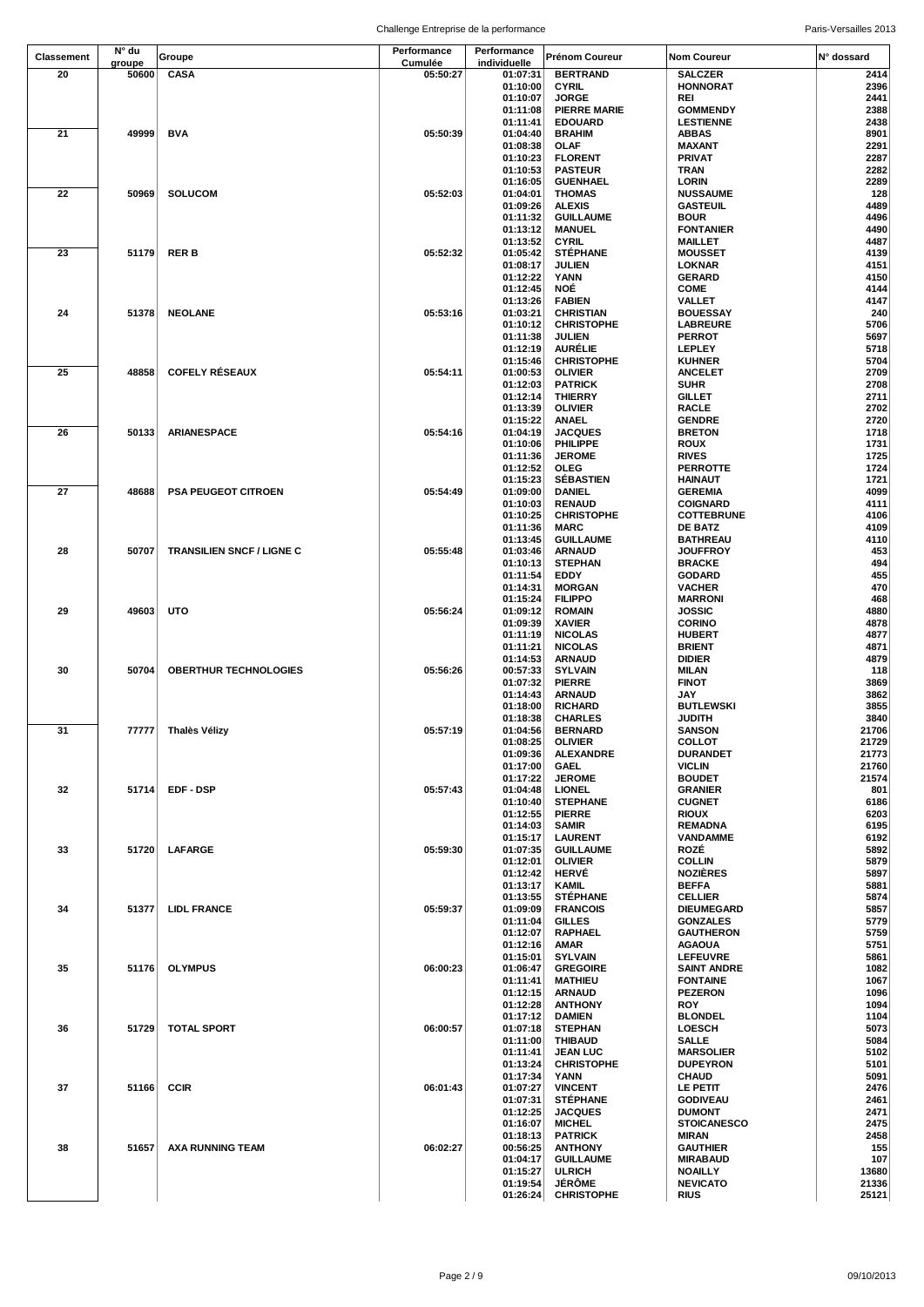| Classement | N° du groupe | Groupe | Performance Cumulée | Performance individuelle | Prénom Coureur | Nom Coureur | N° dossard |
|---|---|---|---|---|---|---|---|
| 20 | 50600 | CASA | 05:50:27 | 01:07:31 | BERTRAND | SALCZER | 2414 |
| | | | | 01:10:00 | CYRIL | HONNORAT | 2396 |
| | | | | 01:10:07 | JORGE | REI | 2441 |
| | | | | 01:11:08 | PIERRE MARIE | GOMMENDY | 2388 |
| | | | | 01:11:41 | EDOUARD | LESTIENNE | 2438 |
| 21 | 49999 | BVA | 05:50:39 | 01:04:40 | BRAHIM | ABBAS | 8901 |
| | | | | 01:08:38 | OLAF | MAXANT | 2291 |
| | | | | 01:10:23 | FLORENT | PRIVAT | 2287 |
| | | | | 01:10:53 | PASTEUR | TRAN | 2282 |
| | | | | 01:16:05 | GUENHAEL | LORIN | 2289 |
| 22 | 50969 | SOLUCOM | 05:52:03 | 01:04:01 | THOMAS | NUSSAUME | 128 |
| | | | | 01:09:26 | ALEXIS | GASTEUIL | 4489 |
| | | | | 01:11:32 | GUILLAUME | BOUR | 4496 |
| | | | | 01:13:12 | MANUEL | FONTANIER | 4490 |
| | | | | 01:13:52 | CYRIL | MAILLET | 4487 |
| 23 | 51179 | RER B | 05:52:32 | 01:05:42 | STÉPHANE | MOUSSET | 4139 |
| | | | | 01:08:17 | JULIEN | LOKNAR | 4151 |
| | | | | 01:12:22 | YANN | GERARD | 4150 |
| | | | | 01:12:45 | NOÉ | COME | 4144 |
| | | | | 01:13:26 | FABIEN | VALLET | 4147 |
| 24 | 51378 | NEOLANE | 05:53:16 | 01:03:21 | CHRISTIAN | BOUESSAY | 240 |
| | | | | 01:10:12 | CHRISTOPHE | LABREURE | 5706 |
| | | | | 01:11:38 | JULIEN | PERROT | 5697 |
| | | | | 01:12:19 | AURÉLIE | LEPLEY | 5718 |
| | | | | 01:15:46 | CHRISTOPHE | KUHNER | 5704 |
| 25 | 48858 | COFELY RÉSEAUX | 05:54:11 | 01:00:53 | OLIVIER | ANCELET | 2709 |
| | | | | 01:12:03 | PATRICK | SUHR | 2708 |
| | | | | 01:12:14 | THIERRY | GILLET | 2711 |
| | | | | 01:13:39 | OLIVIER | RACLE | 2702 |
| | | | | 01:15:22 | ANAEL | GENDRE | 2720 |
| 26 | 50133 | ARIANESPACE | 05:54:16 | 01:04:19 | JACQUES | BRETON | 1718 |
| | | | | 01:10:06 | PHILIPPE | ROUX | 1731 |
| | | | | 01:11:36 | JEROME | RIVES | 1725 |
| | | | | 01:12:52 | OLEG | PERROTTE | 1724 |
| | | | | 01:15:23 | SÉBASTIEN | HAINAUT | 1721 |
| 27 | 48688 | PSA PEUGEOT CITROEN | 05:54:49 | 01:09:00 | DANIEL | GEREMIA | 4099 |
| | | | | 01:10:03 | RENAUD | COIGNARD | 4111 |
| | | | | 01:10:25 | CHRISTOPHE | COTTEBRUNE | 4106 |
| | | | | 01:11:36 | MARC | DE BATZ | 4109 |
| | | | | 01:13:45 | GUILLAUME | BATHREAU | 4110 |
| 28 | 50707 | TRANSILIEN SNCF / LIGNE C | 05:55:48 | 01:03:46 | ARNAUD | JOUFFROY | 453 |
| | | | | 01:10:13 | STEPHAN | BRACKE | 494 |
| | | | | 01:11:54 | EDDY | GODARD | 455 |
| | | | | 01:14:31 | MORGAN | VACHER | 470 |
| | | | | 01:15:24 | FILIPPO | MARRONI | 468 |
| 29 | 49603 | UTO | 05:56:24 | 01:09:12 | ROMAIN | JOSSIC | 4880 |
| | | | | 01:09:39 | XAVIER | CORINO | 4878 |
| | | | | 01:11:19 | NICOLAS | HUBERT | 4877 |
| | | | | 01:11:21 | NICOLAS | BRIENT | 4871 |
| | | | | 01:14:53 | ARNAUD | DIDIER | 4879 |
| 30 | 50704 | OBERTHUR TECHNOLOGIES | 05:56:26 | 00:57:33 | SYLVAIN | MILAN | 118 |
| | | | | 01:07:32 | PIERRE | FINOT | 3869 |
| | | | | 01:14:43 | ARNAUD | JAY | 3862 |
| | | | | 01:18:00 | RICHARD | BUTLEWSKI | 3855 |
| | | | | 01:18:38 | CHARLES | JUDITH | 3840 |
| 31 | 77777 | Thalès Vélizy | 05:57:19 | 01:04:56 | BERNARD | SANSON | 21706 |
| | | | | 01:08:25 | OLIVIER | COLLOT | 21729 |
| | | | | 01:09:36 | ALEXANDRE | DURANDET | 21773 |
| | | | | 01:17:00 | GAEL | VICLIN | 21760 |
| | | | | 01:17:22 | JEROME | BOUDET | 21574 |
| 32 | 51714 | EDF - DSP | 05:57:43 | 01:04:48 | LIONEL | GRANIER | 801 |
| | | | | 01:10:40 | STEPHANE | CUGNET | 6186 |
| | | | | 01:12:55 | PIERRE | RIOUX | 6203 |
| | | | | 01:14:03 | SAMIR | REMADNA | 6195 |
| | | | | 01:15:17 | LAURENT | VANDAMME | 6192 |
| 33 | 51720 | LAFARGE | 05:59:30 | 01:07:35 | GUILLAUME | ROZÉ | 5892 |
| | | | | 01:12:01 | OLIVIER | COLLIN | 5879 |
| | | | | 01:12:42 | HERVÉ | NOZIÈRES | 5897 |
| | | | | 01:13:17 | KAMIL | BEFFA | 5881 |
| | | | | 01:13:55 | STÉPHANE | CELLIER | 5874 |
| 34 | 51377 | LIDL FRANCE | 05:59:37 | 01:09:09 | FRANCOIS | DIEUMEGARD | 5857 |
| | | | | 01:11:04 | GILLES | GONZALES | 5779 |
| | | | | 01:12:07 | RAPHAEL | GAUTHERON | 5759 |
| | | | | 01:12:16 | AMAR | AGAOUA | 5751 |
| | | | | 01:15:01 | SYLVAIN | LEFEUVRE | 5861 |
| 35 | 51176 | OLYMPUS | 06:00:23 | 01:06:47 | GREGOIRE | SAINT ANDRE | 1082 |
| | | | | 01:11:41 | MATHIEU | FONTAINE | 1067 |
| | | | | 01:12:15 | ARNAUD | PEZERON | 1096 |
| | | | | 01:12:28 | ANTHONY | ROY | 1094 |
| | | | | 01:17:12 | DAMIEN | BLONDEL | 1104 |
| 36 | 51729 | TOTAL SPORT | 06:00:57 | 01:07:18 | STEPHAN | LOESCH | 5073 |
| | | | | 01:11:00 | THIBAUD | SALLE | 5084 |
| | | | | 01:11:41 | JEAN LUC | MARSOLIER | 5102 |
| | | | | 01:13:24 | CHRISTOPHE | DUPEYRON | 5101 |
| | | | | 01:17:34 | YANN | CHAUD | 5091 |
| 37 | 51166 | CCIR | 06:01:43 | 01:07:27 | VINCENT | LE PETIT | 2476 |
| | | | | 01:07:31 | STÉPHANE | GODIVEAU | 2461 |
| | | | | 01:12:25 | JACQUES | DUMONT | 2471 |
| | | | | 01:16:07 | MICHEL | STOICANESCO | 2475 |
| | | | | 01:18:13 | PATRICK | MIRAN | 2458 |
| 38 | 51657 | AXA RUNNING TEAM | 06:02:27 | 00:56:25 | ANTHONY | GAUTHIER | 155 |
| | | | | 01:04:17 | GUILLAUME | MIRABAUD | 107 |
| | | | | 01:15:27 | ULRICH | NOAILLY | 13680 |
| | | | | 01:19:54 | JÉRÔME | NEVICATO | 21336 |
| | | | | 01:26:24 | CHRISTOPHE | RIUS | 25121 |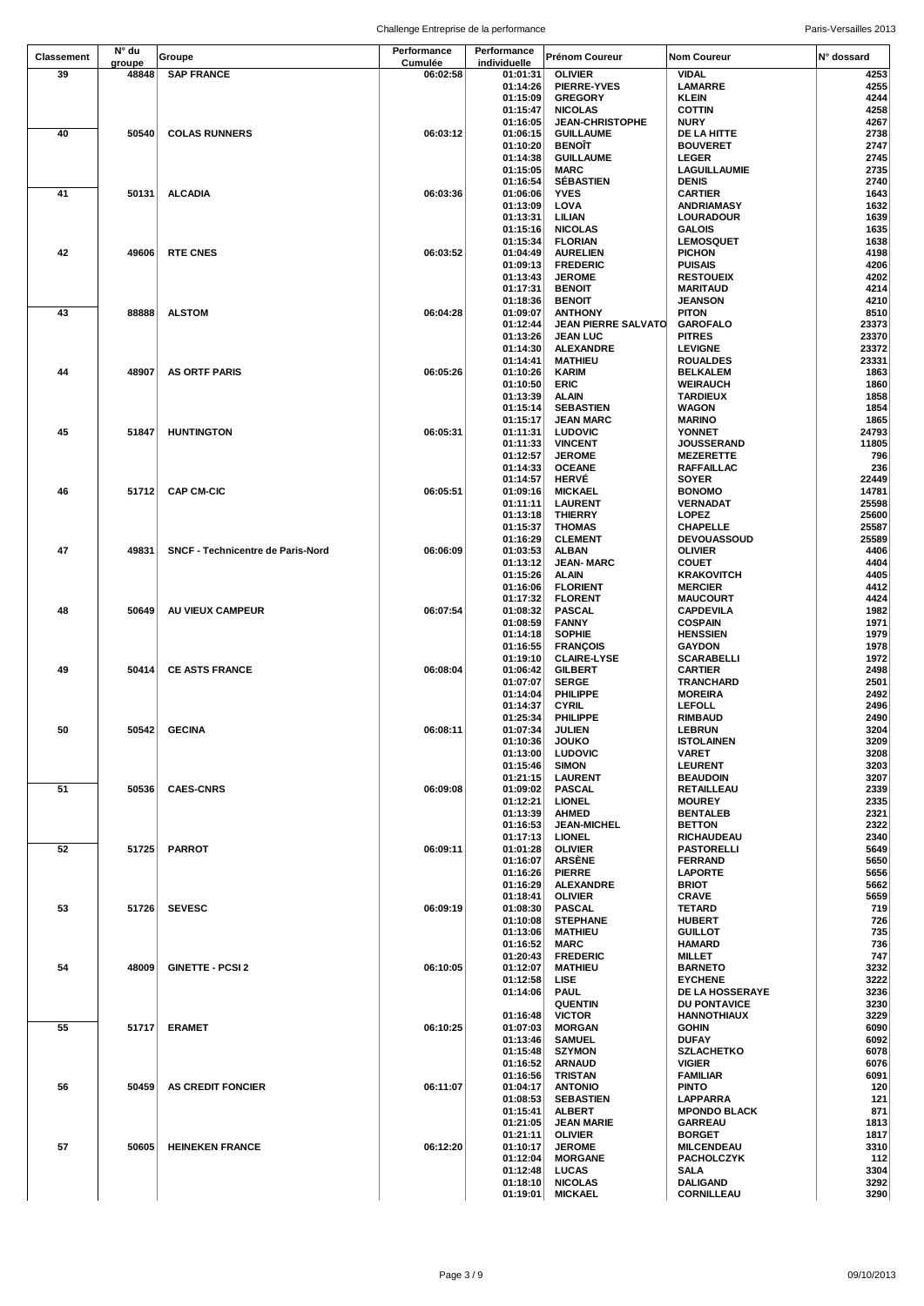| Classement | N° du groupe | Groupe | Performance Cumulée | Performance individuelle | Prénom Coureur | Nom Coureur | N° dossard |
|---|---|---|---|---|---|---|---|
| 39 | 48848 | SAP FRANCE | 06:02:58 | 01:01:31 | OLIVIER | VIDAL | 4253 |
| | | | | 01:14:26 | PIERRE-YVES | LAMARRE | 4255 |
| | | | | 01:15:09 | GREGORY | KLEIN | 4244 |
| | | | | 01:15:47 | NICOLAS | COTTIN | 4258 |
| | | | | 01:16:05 | JEAN-CHRISTOPHE | NURY | 4267 |
| 40 | 50540 | COLAS RUNNERS | 06:03:12 | 01:06:15 | GUILLAUME | DE LA HITTE | 2738 |
| | | | | 01:10:20 | BENOÎT | BOUVERET | 2747 |
| | | | | 01:14:38 | GUILLAUME | LEGER | 2745 |
| | | | | 01:15:05 | MARC | LAGUILLAUMIE | 2735 |
| | | | | 01:16:54 | SÉBASTIEN | DENIS | 2740 |
| 41 | 50131 | ALCADIA | 06:03:36 | 01:06:06 | YVES | CARTIER | 1643 |
| | | | | 01:13:09 | LOVA | ANDRIAMASY | 1632 |
| | | | | 01:13:31 | LILIAN | LOURADOUR | 1639 |
| | | | | 01:15:16 | NICOLAS | GALOIS | 1635 |
| | | | | 01:15:34 | FLORIAN | LEMOSQUET | 1638 |
| 42 | 49606 | RTE CNES | 06:03:52 | 01:04:49 | AURELIEN | PICHON | 4198 |
| | | | | 01:09:13 | FREDERIC | PUISAIS | 4206 |
| | | | | 01:13:43 | JEROME | RESTOUEIX | 4202 |
| | | | | 01:17:31 | BENOIT | MARITAUD | 4214 |
| | | | | 01:18:36 | BENOIT | JEANSON | 4210 |
| 43 | 88888 | ALSTOM | 06:04:28 | 01:09:07 | ANTHONY | PITON | 8510 |
| | | | | 01:12:44 | JEAN PIERRE SALVATO | GAROFALO | 23373 |
| | | | | 01:13:26 | JEAN LUC | PITRES | 23370 |
| | | | | 01:14:30 | ALEXANDRE | LEVIGNE | 23372 |
| | | | | 01:14:41 | MATHIEU | ROUALDES | 23331 |
| 44 | 48907 | AS ORTF PARIS | 06:05:26 | 01:10:26 | KARIM | BELKALEM | 1863 |
| | | | | 01:10:50 | ERIC | WEIRAUCH | 1860 |
| | | | | 01:13:39 | ALAIN | TARDIEUX | 1858 |
| | | | | 01:15:14 | SEBASTIEN | WAGON | 1854 |
| | | | | 01:15:17 | JEAN MARC | MARINO | 1865 |
| 45 | 51847 | HUNTINGTON | 06:05:31 | 01:11:31 | LUDOVIC | YONNET | 24793 |
| | | | | 01:11:33 | VINCENT | JOUSSERAND | 11805 |
| | | | | 01:12:57 | JEROME | MEZERETTE | 796 |
| | | | | 01:14:33 | OCEANE | RAFFAILLAC | 236 |
| | | | | 01:14:57 | HERVÉ | SOYER | 22449 |
| 46 | 51712 | CAP CM-CIC | 06:05:51 | 01:09:16 | MICKAEL | BONOMO | 14781 |
| | | | | 01:11:11 | LAURENT | VERNADAT | 25598 |
| | | | | 01:13:18 | THIERRY | LOPEZ | 25600 |
| | | | | 01:15:37 | THOMAS | CHAPELLE | 25587 |
| | | | | 01:16:29 | CLEMENT | DEVOUASSOUD | 25589 |
| 47 | 49831 | SNCF - Technicentre de Paris-Nord | 06:06:09 | 01:03:53 | ALBAN | OLIVIER | 4406 |
| | | | | 01:13:12 | JEAN- MARC | COUET | 4404 |
| | | | | 01:15:26 | ALAIN | KRAKOVITCH | 4405 |
| | | | | 01:16:06 | FLORIENT | MERCIER | 4412 |
| | | | | 01:17:32 | FLORENT | MAUCOURT | 4424 |
| 48 | 50649 | AU VIEUX CAMPEUR | 06:07:54 | 01:08:32 | PASCAL | CAPDEVILA | 1982 |
| | | | | 01:08:59 | FANNY | COSPAIN | 1971 |
| | | | | 01:14:18 | SOPHIE | HENSSIEN | 1979 |
| | | | | 01:16:55 | FRANÇOIS | GAYDON | 1978 |
| | | | | 01:19:10 | CLAIRE-LYSE | SCARABELLI | 1972 |
| 49 | 50414 | CE ASTS FRANCE | 06:08:04 | 01:06:42 | GILBERT | CARTIER | 2498 |
| | | | | 01:07:07 | SERGE | TRANCHARD | 2501 |
| | | | | 01:14:04 | PHILIPPE | MOREIRA | 2492 |
| | | | | 01:14:37 | CYRIL | LEFOLL | 2496 |
| | | | | 01:25:34 | PHILIPPE | RIMBAUD | 2490 |
| 50 | 50542 | GECINA | 06:08:11 | 01:07:34 | JULIEN | LEBRUN | 3204 |
| | | | | 01:10:36 | JOUKO | ISTOLAINEN | 3209 |
| | | | | 01:13:00 | LUDOVIC | VARET | 3208 |
| | | | | 01:15:46 | SIMON | LEURENT | 3203 |
| | | | | 01:21:15 | LAURENT | BEAUDOIN | 3207 |
| 51 | 50536 | CAES-CNRS | 06:09:08 | 01:09:02 | PASCAL | RETAILLEAU | 2339 |
| | | | | 01:12:21 | LIONEL | MOUREY | 2335 |
| | | | | 01:13:39 | AHMED | BENTALEB | 2321 |
| | | | | 01:16:53 | JEAN-MICHEL | BETTON | 2322 |
| | | | | 01:17:13 | LIONEL | RICHAUDEAU | 2340 |
| 52 | 51725 | PARROT | 06:09:11 | 01:01:28 | OLIVIER | PASTORELLI | 5649 |
| | | | | 01:16:07 | ARSÈNE | FERRAND | 5650 |
| | | | | 01:16:26 | PIERRE | LAPORTE | 5656 |
| | | | | 01:16:29 | ALEXANDRE | BRIOT | 5662 |
| | | | | 01:18:41 | OLIVIER | CRAVE | 5659 |
| 53 | 51726 | SEVESC | 06:09:19 | 01:08:30 | PASCAL | TETARD | 719 |
| | | | | 01:10:08 | STEPHANE | HUBERT | 726 |
| | | | | 01:13:06 | MATHIEU | GUILLOT | 735 |
| | | | | 01:16:52 | MARC | HAMARD | 736 |
| | | | | 01:20:43 | FREDERIC | MILLET | 747 |
| 54 | 48009 | GINETTE - PCSI 2 | 06:10:05 | 01:12:07 | MATHIEU | BARNETO | 3232 |
| | | | | 01:12:58 | LISE | EYCHENE | 3222 |
| | | | | 01:14:06 | PAUL | DE LA HOSSERAYE | 3236 |
| | | | | | QUENTIN | DU PONTAVICE | 3230 |
| | | | | 01:16:48 | VICTOR | HANNOTHIAUX | 3229 |
| 55 | 51717 | ERAMET | 06:10:25 | 01:07:03 | MORGAN | GOHIN | 6090 |
| | | | | 01:13:46 | SAMUEL | DUFAY | 6092 |
| | | | | 01:15:48 | SZYMON | SZLACHETKO | 6078 |
| | | | | 01:16:52 | ARNAUD | VIGIER | 6076 |
| | | | | 01:16:56 | TRISTAN | FAMILIAR | 6091 |
| 56 | 50459 | AS CREDIT FONCIER | 06:11:07 | 01:04:17 | ANTONIO | PINTO | 120 |
| | | | | 01:08:53 | SEBASTIEN | LAPPARRA | 121 |
| | | | | 01:15:41 | ALBERT | MPONDO BLACK | 871 |
| | | | | 01:21:05 | JEAN MARIE | GARREAU | 1813 |
| | | | | 01:21:11 | OLIVIER | BORGET | 1817 |
| 57 | 50605 | HEINEKEN FRANCE | 06:12:20 | 01:10:17 | JEROME | MILCENDEAU | 3310 |
| | | | | 01:12:04 | MORGANE | PACHOLCZYK | 112 |
| | | | | 01:12:48 | LUCAS | SALA | 3304 |
| | | | | 01:18:10 | NICOLAS | DALIGAND | 3292 |
| | | | | 01:19:01 | MICKAEL | CORNILLEAU | 3290 |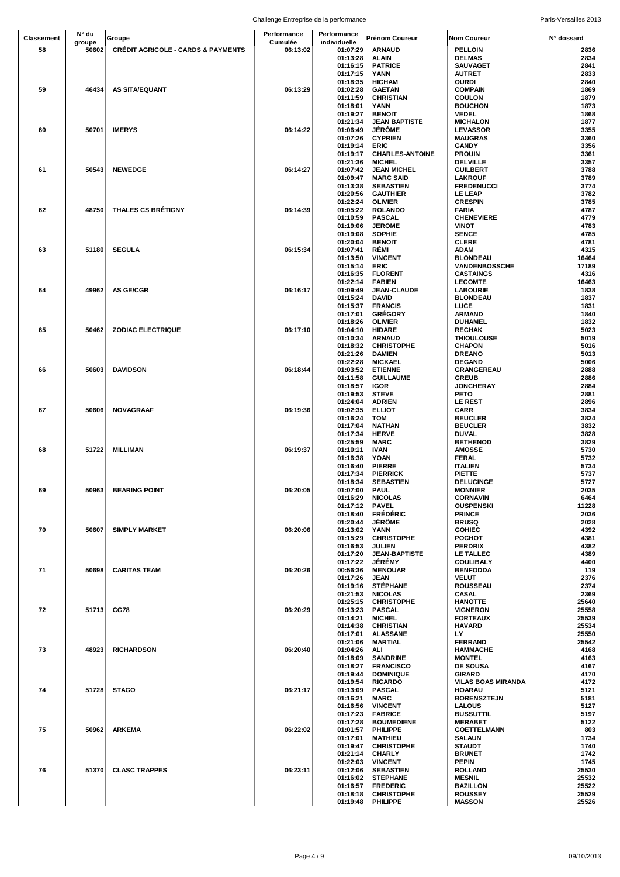| Classement | N° du groupe | Groupe | Performance Cumulée | Performance individuelle | Prénom Coureur | Nom Coureur | N° dossard |
|---|---|---|---|---|---|---|---|
| 58 | 50602 | CRÉDIT AGRICOLE - CARDS & PAYMENTS | 06:13:02 | 01:07:29 | ARNAUD | PELLOIN | 2836 |
| | | | | 01:13:28 | ALAIN | DELMAS | 2834 |
| | | | | 01:16:15 | PATRICE | SAUVAGET | 2841 |
| | | | | 01:17:15 | YANN | AUTRET | 2833 |
| | | | | 01:18:35 | HICHAM | OURDI | 2840 |
| 59 | 46434 | AS SITA/EQUANT | 06:13:29 | 01:02:28 | GAETAN | COMPAIN | 1869 |
| | | | | 01:11:59 | CHRISTIAN | COULON | 1879 |
| | | | | 01:18:01 | YANN | BOUCHON | 1873 |
| | | | | 01:19:27 | BENOIT | VEDEL | 1868 |
| | | | | 01:21:34 | JEAN BAPTISTE | MICHALON | 1877 |
| 60 | 50701 | IMERYS | 06:14:22 | 01:06:49 | JÉRÔME | LEVASSOR | 3355 |
| | | | | 01:07:26 | CYPRIEN | MAUGRAS | 3360 |
| | | | | 01:19:14 | ERIC | GANDY | 3356 |
| | | | | 01:19:17 | CHARLES-ANTOINE | PROUIN | 3361 |
| | | | | 01:21:36 | MICHEL | DELVILLE | 3357 |
| 61 | 50543 | NEWEDGE | 06:14:27 | 01:07:42 | JEAN MICHEL | GUILBERT | 3788 |
| | | | | 01:09:47 | MARC SAID | LAKROUF | 3789 |
| | | | | 01:13:38 | SEBASTIEN | FREDENUCCI | 3774 |
| | | | | 01:20:56 | GAUTHIER | LE LEAP | 3782 |
| | | | | 01:22:24 | OLIVIER | CRESPIN | 3785 |
| 62 | 48750 | THALES CS BRÉTIGNY | 06:14:39 | 01:05:22 | ROLANDO | FARIA | 4787 |
| | | | | 01:10:59 | PASCAL | CHENEVIERE | 4779 |
| | | | | 01:19:06 | JEROME | VINOT | 4783 |
| | | | | 01:19:08 | SOPHIE | SENCE | 4785 |
| | | | | 01:20:04 | BENOIT | CLERE | 4781 |
| 63 | 51180 | SEGULA | 06:15:34 | 01:07:41 | RÉMI | ADAM | 4315 |
| | | | | 01:13:50 | VINCENT | BLONDEAU | 16464 |
| | | | | 01:15:14 | ERIC | VANDENBOSSCHE | 17189 |
| | | | | 01:16:35 | FLORENT | CASTAINGS | 4316 |
| | | | | 01:22:14 | FABIEN | LECOMTE | 16463 |
| 64 | 49962 | AS GE/CGR | 06:16:17 | 01:09:49 | JEAN-CLAUDE | LABOURIE | 1838 |
| | | | | 01:15:24 | DAVID | BLONDEAU | 1837 |
| | | | | 01:15:37 | FRANCIS | LUCE | 1831 |
| | | | | 01:17:01 | GRÉGORY | ARMAND | 1840 |
| | | | | 01:18:26 | OLIVIER | DUHAMEL | 1832 |
| 65 | 50462 | ZODIAC ELECTRIQUE | 06:17:10 | 01:04:10 | HIDARE | RECHAK | 5023 |
| | | | | 01:10:34 | ARNAUD | THIOULOUSE | 5019 |
| | | | | 01:18:32 | CHRISTOPHE | CHAPON | 5016 |
| | | | | 01:21:26 | DAMIEN | DREANO | 5013 |
| | | | | 01:22:28 | MICKAEL | DEGAND | 5006 |
| 66 | 50603 | DAVIDSON | 06:18:44 | 01:03:52 | ETIENNE | GRANGEREAU | 2888 |
| | | | | 01:11:58 | GUILLAUME | GREUB | 2886 |
| | | | | 01:18:57 | IGOR | JONCHERAY | 2884 |
| | | | | 01:19:53 | STEVE | PETO | 2881 |
| | | | | 01:24:04 | ADRIEN | LE REST | 2896 |
| 67 | 50606 | NOVAGRAAF | 06:19:36 | 01:02:35 | ELLIOT | CARR | 3834 |
| | | | | 01:16:24 | TOM | BEUCLER | 3824 |
| | | | | 01:17:04 | NATHAN | BEUCLER | 3832 |
| | | | | 01:17:34 | HERVE | DUVAL | 3828 |
| | | | | 01:25:59 | MARC | BETHENOD | 3829 |
| 68 | 51722 | MILLIMAN | 06:19:37 | 01:10:11 | IVAN | AMOSSE | 5730 |
| | | | | 01:16:38 | YOAN | FERAL | 5732 |
| | | | | 01:16:40 | PIERRE | ITALIEN | 5734 |
| | | | | 01:17:34 | PIERRICK | PIETTE | 5737 |
| | | | | 01:18:34 | SEBASTIEN | DELUCINGE | 5727 |
| 69 | 50963 | BEARING POINT | 06:20:05 | 01:07:00 | PAUL | MONNIER | 2035 |
| | | | | 01:16:29 | NICOLAS | CORNAVIN | 6464 |
| | | | | 01:17:12 | PAVEL | OUSPENSKI | 11228 |
| | | | | 01:18:40 | FRÉDÉRIC | PRINCE | 2036 |
| | | | | 01:20:44 | JÉRÔME | BRUSQ | 2028 |
| 70 | 50607 | SIMPLY MARKET | 06:20:06 | 01:13:02 | YANN | GOHIEC | 4392 |
| | | | | 01:15:29 | CHRISTOPHE | POCHOT | 4381 |
| | | | | 01:16:53 | JULIEN | PERDRIX | 4382 |
| | | | | 01:17:20 | JEAN-BAPTISTE | LE TALLEC | 4389 |
| | | | | 01:17:22 | JÉRÉMY | COULIBALY | 4400 |
| 71 | 50698 | CARITAS TEAM | 06:20:26 | 00:56:36 | MENOUAR | BENFODDA | 119 |
| | | | | 01:17:26 | JEAN | VELUT | 2376 |
| | | | | 01:19:16 | STÉPHANE | ROUSSEAU | 2374 |
| | | | | 01:21:53 | NICOLAS | CASAL | 2369 |
| | | | | 01:25:15 | CHRISTOPHE | HANOTTE | 25640 |
| 72 | 51713 | CG78 | 06:20:29 | 01:13:23 | PASCAL | VIGNERON | 25558 |
| | | | | 01:14:21 | MICHEL | FORTEAUX | 25539 |
| | | | | 01:14:38 | CHRISTIAN | HAVARD | 25534 |
| | | | | 01:17:01 | ALASSANE | LY | 25550 |
| | | | | 01:21:06 | MARTIAL | FERRAND | 25542 |
| 73 | 48923 | RICHARDSON | 06:20:40 | 01:04:26 | ALI | HAMMACHE | 4168 |
| | | | | 01:18:09 | SANDRINE | MONTEL | 4163 |
| | | | | 01:18:27 | FRANCISCO | DE SOUSA | 4167 |
| | | | | 01:19:44 | DOMINIQUE | GIRARD | 4170 |
| | | | | 01:19:54 | RICARDO | VILAS BOAS MIRANDA | 4172 |
| 74 | 51728 | STAGO | 06:21:17 | 01:13:09 | PASCAL | HOARAU | 5121 |
| | | | | 01:16:21 | MARC | BORENSZTEJN | 5181 |
| | | | | 01:16:56 | VINCENT | LALOUS | 5127 |
| | | | | 01:17:23 | FABRICE | BUSSUTTIL | 5197 |
| | | | | 01:17:28 | BOUMEDIENE | MERABET | 5122 |
| 75 | 50962 | ARKEMA | 06:22:02 | 01:01:57 | PHILIPPE | GOETTELMANN | 803 |
| | | | | 01:17:01 | MATHIEU | SALAUN | 1734 |
| | | | | 01:19:47 | CHRISTOPHE | STAUDT | 1740 |
| | | | | 01:21:14 | CHARLY | BRUNET | 1742 |
| | | | | 01:22:03 | VINCENT | PEPIN | 1745 |
| 76 | 51370 | CLASC TRAPPES | 06:23:11 | 01:12:06 | SEBASTIEN | ROLLAND | 25530 |
| | | | | 01:16:02 | STEPHANE | MESNIL | 25532 |
| | | | | 01:16:57 | FREDERIC | BAZILLON | 25522 |
| | | | | 01:18:18 | CHRISTOPHE | ROUSSEY | 25529 |
| | | | | 01:19:48 | PHILIPPE | MASSON | 25526 |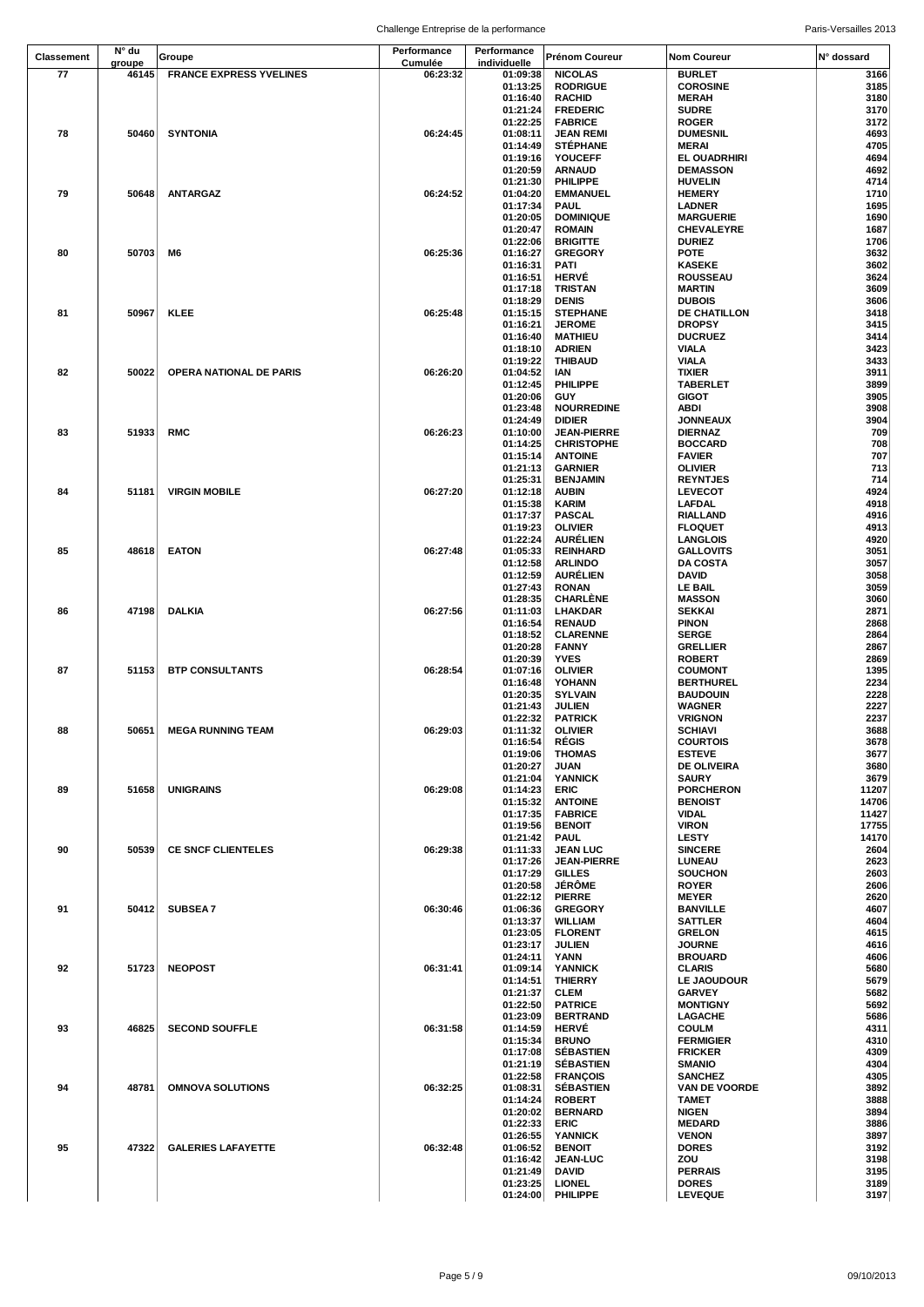| Classement | N° du groupe | Groupe | Performance Cumulée | Performance individuelle | Prénom Coureur | Nom Coureur | N° dossard |
|---|---|---|---|---|---|---|---|
| 77 | 46145 | FRANCE EXPRESS YVELINES | 06:23:32 | 01:09:38 | NICOLAS | BURLET | 3166 |
| | | | | 01:13:25 | RODRIGUE | COROSINE | 3185 |
| | | | | 01:16:40 | RACHID | MERAH | 3180 |
| | | | | 01:21:24 | FREDERIC | SUDRE | 3170 |
| | | | | 01:22:25 | FABRICE | ROGER | 3172 |
| 78 | 50460 | SYNTONIA | 06:24:45 | 01:08:11 | JEAN REMI | DUMESNIL | 4693 |
| | | | | 01:14:49 | STÉPHANE | MERAI | 4705 |
| | | | | 01:19:16 | YOUCEFF | EL OUADRHIRI | 4694 |
| | | | | 01:20:59 | ARNAUD | DEMASSON | 4692 |
| | | | | 01:21:30 | PHILIPPE | HUVELIN | 4714 |
| 79 | 50648 | ANTARGAZ | 06:24:52 | 01:04:20 | EMMANUEL | HEMERY | 1710 |
| | | | | 01:17:34 | PAUL | LADNER | 1695 |
| | | | | 01:20:05 | DOMINIQUE | MARGUERIE | 1690 |
| | | | | 01:20:47 | ROMAIN | CHEVALEYRE | 1687 |
| | | | | 01:22:06 | BRIGITTE | DURIEZ | 1706 |
| 80 | 50703 | M6 | 06:25:36 | 01:16:27 | GREGORY | POTE | 3632 |
| | | | | 01:16:31 | PATI | KASEKE | 3602 |
| | | | | 01:16:51 | HERVÉ | ROUSSEAU | 3624 |
| | | | | 01:17:18 | TRISTAN | MARTIN | 3609 |
| | | | | 01:18:29 | DENIS | DUBOIS | 3606 |
| 81 | 50967 | KLEE | 06:25:48 | 01:15:15 | STEPHANE | DE CHATILLON | 3418 |
| | | | | 01:16:21 | JEROME | DROPSY | 3415 |
| | | | | 01:16:40 | MATHIEU | DUCRUEZ | 3414 |
| | | | | 01:18:10 | ADRIEN | VIALA | 3423 |
| | | | | 01:19:22 | THIBAUD | VIALA | 3433 |
| 82 | 50022 | OPERA NATIONAL DE PARIS | 06:26:20 | 01:04:52 | IAN | TIXIER | 3911 |
| | | | | 01:12:45 | PHILIPPE | TABERLET | 3899 |
| | | | | 01:20:06 | GUY | GIGOT | 3905 |
| | | | | 01:23:48 | NOURREDINE | ABDI | 3908 |
| | | | | 01:24:49 | DIDIER | JONNEAUX | 3904 |
| 83 | 51933 | RMC | 06:26:23 | 01:10:00 | JEAN-PIERRE | DIERNAZ | 709 |
| | | | | 01:14:25 | CHRISTOPHE | BOCCARD | 708 |
| | | | | 01:15:14 | ANTOINE | FAVIER | 707 |
| | | | | 01:21:13 | GARNIER | OLIVIER | 713 |
| | | | | 01:25:31 | BENJAMIN | REYNTJES | 714 |
| 84 | 51181 | VIRGIN MOBILE | 06:27:20 | 01:12:18 | AUBIN | LEVECOT | 4924 |
| | | | | 01:15:38 | KARIM | LAFDAL | 4918 |
| | | | | 01:17:37 | PASCAL | RIALLAND | 4916 |
| | | | | 01:19:23 | OLIVIER | FLOQUET | 4913 |
| | | | | 01:22:24 | AURÉLIEN | LANGLOIS | 4920 |
| 85 | 48618 | EATON | 06:27:48 | 01:05:33 | REINHARD | GALLOVITS | 3051 |
| | | | | 01:12:58 | ARLINDO | DA COSTA | 3057 |
| | | | | 01:12:59 | AURÉLIEN | DAVID | 3058 |
| | | | | 01:27:43 | RONAN | LE BAIL | 3059 |
| | | | | 01:28:35 | CHARLÈNE | MASSON | 3060 |
| 86 | 47198 | DALKIA | 06:27:56 | 01:11:03 | LHAKDAR | SEKKAI | 2871 |
| | | | | 01:16:54 | RENAUD | PINON | 2868 |
| | | | | 01:18:52 | CLARENNE | SERGE | 2864 |
| | | | | 01:20:28 | FANNY | GRELLIER | 2867 |
| | | | | 01:20:39 | YVES | ROBERT | 2869 |
| 87 | 51153 | BTP CONSULTANTS | 06:28:54 | 01:07:16 | OLIVIER | COUMONT | 1395 |
| | | | | 01:16:48 | YOHANN | BERTHUREL | 2234 |
| | | | | 01:20:35 | SYLVAIN | BAUDOUIN | 2228 |
| | | | | 01:21:43 | JULIEN | WAGNER | 2227 |
| | | | | 01:22:32 | PATRICK | VRIGNON | 2237 |
| 88 | 50651 | MEGA RUNNING TEAM | 06:29:03 | 01:11:32 | OLIVIER | SCHIAVI | 3688 |
| | | | | 01:16:54 | RÉGIS | COURTOIS | 3678 |
| | | | | 01:19:06 | THOMAS | ESTEVE | 3677 |
| | | | | 01:20:27 | JUAN | DE OLIVEIRA | 3680 |
| | | | | 01:21:04 | YANNICK | SAURY | 3679 |
| 89 | 51658 | UNIGRAINS | 06:29:08 | 01:14:23 | ERIC | PORCHERON | 11207 |
| | | | | 01:15:32 | ANTOINE | BENOIST | 14706 |
| | | | | 01:17:35 | FABRICE | VIDAL | 11427 |
| | | | | 01:19:56 | BENOIT | VIRON | 17755 |
| | | | | 01:21:42 | PAUL | LESTY | 14170 |
| 90 | 50539 | CE SNCF CLIENTELES | 06:29:38 | 01:11:33 | JEAN LUC | SINCERE | 2604 |
| | | | | 01:17:26 | JEAN-PIERRE | LUNEAU | 2623 |
| | | | | 01:17:29 | GILLES | SOUCHON | 2603 |
| | | | | 01:20:58 | JÉRÔME | ROYER | 2606 |
| | | | | 01:22:12 | PIERRE | MEYER | 2620 |
| 91 | 50412 | SUBSEA 7 | 06:30:46 | 01:06:36 | GREGORY | BANVILLE | 4607 |
| | | | | 01:13:37 | WILLIAM | SATTLER | 4604 |
| | | | | 01:23:05 | FLORENT | GRELON | 4615 |
| | | | | 01:23:17 | JULIEN | JOURNE | 4616 |
| | | | | 01:24:11 | YANN | BROUARD | 4606 |
| 92 | 51723 | NEOPOST | 06:31:41 | 01:09:14 | YANNICK | CLARIS | 5680 |
| | | | | 01:14:51 | THIERRY | LE JAOUDOUR | 5679 |
| | | | | 01:21:37 | CLEM | GARVEY | 5682 |
| | | | | 01:22:50 | PATRICE | MONTIGNY | 5692 |
| | | | | 01:23:09 | BERTRAND | LAGACHE | 5686 |
| 93 | 46825 | SECOND SOUFFLE | 06:31:58 | 01:14:59 | HERVÉ | COULM | 4311 |
| | | | | 01:15:34 | BRUNO | FERMIGIER | 4310 |
| | | | | 01:17:08 | SÉBASTIEN | FRICKER | 4309 |
| | | | | 01:21:19 | SÉBASTIEN | SMANIO | 4304 |
| | | | | 01:22:58 | FRANÇOIS | SANCHEZ | 4305 |
| 94 | 48781 | OMNOVA SOLUTIONS | 06:32:25 | 01:08:31 | SÉBASTIEN | VAN DE VOORDE | 3892 |
| | | | | 01:14:24 | ROBERT | TAMET | 3888 |
| | | | | 01:20:02 | BERNARD | NIGEN | 3894 |
| | | | | 01:22:33 | ERIC | MEDARD | 3886 |
| | | | | 01:26:55 | YANNICK | VENON | 3897 |
| 95 | 47322 | GALERIES LAFAYETTE | 06:32:48 | 01:06:52 | BENOIT | DORES | 3192 |
| | | | | 01:16:42 | JEAN-LUC | ZOU | 3198 |
| | | | | 01:21:49 | DAVID | PERRAIS | 3195 |
| | | | | 01:23:25 | LIONEL | DORES | 3189 |
| | | | | 01:24:00 | PHILIPPE | LEVEQUE | 3197 |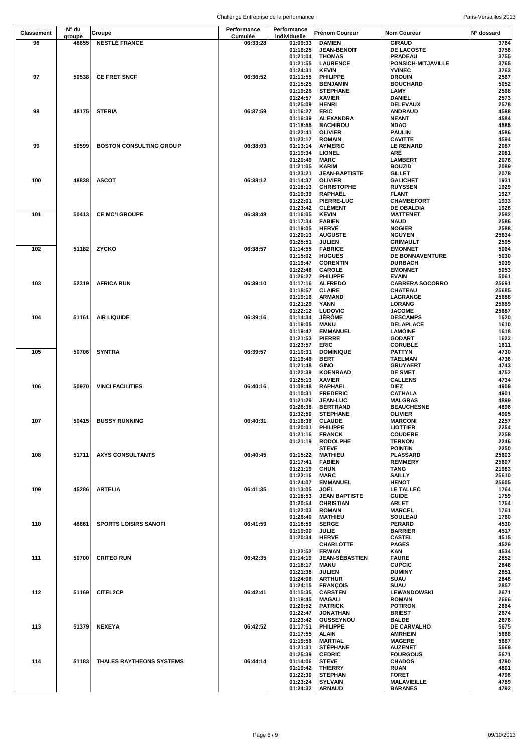| Classement | N° du groupe | Groupe | Performance Cumulée | Performance individuelle | Prénom Coureur | Nom Coureur | N° dossard |
|---|---|---|---|---|---|---|---|
| 96 | 48655 | NESTLÉ FRANCE | 06:33:28 | 01:09:33 | DAMIEN | GIRAUD | 3764 |
| | | | | 01:16:25 | JEAN-BENOIT | DE LACOSTE | 3756 |
| | | | | 01:21:04 | THOMAS | PRADEAU | 3755 |
| | | | | 01:21:55 | LAURENCE | PONSICH-MITJAVILLE | 3765 |
| | | | | 01:24:31 | KEVIN | YVINEC | 3763 |
| 97 | 50538 | CE FRET SNCF | 06:36:52 | 01:11:55 | PHILIPPE | DROUIN | 2567 |
| | | | | 01:15:25 | BENJAMIN | BOUCHARD | 5052 |
| | | | | 01:19:26 | STEPHANE | LAMY | 2568 |
| | | | | 01:24:57 | XAVIER | DANIEL | 2573 |
| | | | | 01:25:09 | HENRI | DELEVAUX | 2578 |
| 98 | 48175 | STERIA | 06:37:59 | 01:16:27 | ERIC | ANDRAUD | 4588 |
| | | | | 01:16:39 | ALEXANDRA | NEANT | 4584 |
| | | | | 01:18:55 | BACHIROU | NDAO | 4585 |
| | | | | 01:22:41 | OLIVIER | PAULIN | 4586 |
| | | | | 01:23:17 | ROMAIN | CAVITTE | 4594 |
| 99 | 50599 | BOSTON CONSULTING GROUP | 06:38:03 | 01:13:14 | AYMERIC | LE RENARD | 2087 |
| | | | | 01:19:34 | LIONEL | ARÉ | 2081 |
| | | | | 01:20:49 | MARC | LAMBERT | 2076 |
| | | | | 01:21:05 | KARIM | BOUZID | 2089 |
| | | | | 01:23:21 | JEAN-BAPTISTE | GILLET | 2078 |
| 100 | 48838 | ASCOT | 06:38:12 | 01:14:37 | OLIVIER | GALICHET | 1931 |
| | | | | 01:18:13 | CHRISTOPHE | RUYSSEN | 1929 |
| | | | | 01:19:39 | RAPHAËL | FLANT | 1927 |
| | | | | 01:22:01 | PIERRE-LUC | CHAMBEFORT | 1933 |
| | | | | 01:23:42 | CLÉMENT | DE OBALDIA | 1926 |
| 101 | 50413 | CE MC²I GROUPE | 06:38:48 | 01:16:05 | KEVIN | MATTENET | 2582 |
| | | | | 01:17:34 | FABIEN | NAUD | 2586 |
| | | | | 01:19:05 | HERVÉ | NOGIER | 2588 |
| | | | | 01:20:13 | AUGUSTE | NGUYEN | 25634 |
| | | | | 01:25:51 | JULIEN | GRIMAULT | 2595 |
| 102 | 51182 | ZYCKO | 06:38:57 | 01:14:55 | FABRICE | EMONNET | 5064 |
| | | | | 01:15:02 | HUGUES | DE BONNAVENTURE | 5030 |
| | | | | 01:19:47 | CORENTIN | DURBACH | 5039 |
| | | | | 01:22:46 | CAROLE | EMONNET | 5053 |
| | | | | 01:26:27 | PHILIPPE | EVAIN | 5061 |
| 103 | 52319 | AFRICA RUN | 06:39:10 | 01:17:16 | ALFREDO | CABRERA SOCORRO | 25691 |
| | | | | 01:18:57 | CLAIRE | CHATEAU | 25685 |
| | | | | 01:19:16 | ARMAND | LAGRANGE | 25688 |
| | | | | 01:21:29 | YANN | LORANG | 25689 |
| | | | | 01:22:12 | LUDOVIC | JACOME | 25687 |
| 104 | 51161 | AIR LIQUIDE | 06:39:16 | 01:14:34 | JÉRÔME | DESCAMPS | 1620 |
| | | | | 01:19:05 | MANU | DELAPLACE | 1610 |
| | | | | 01:19:47 | EMMANUEL | LAMOINE | 1618 |
| | | | | 01:21:53 | PIERRE | GODART | 1623 |
| | | | | 01:23:57 | ERIC | CORUBLE | 1611 |
| 105 | 50706 | SYNTRA | 06:39:57 | 01:10:31 | DOMINIQUE | PATTYN | 4730 |
| | | | | 01:19:46 | BERT | TAELMAN | 4736 |
| | | | | 01:21:48 | GINO | GRUYAERT | 4743 |
| | | | | 01:22:39 | KOENRAAD | DE SMET | 4752 |
| | | | | 01:25:13 | XAVIER | CALLENS | 4734 |
| 106 | 50970 | VINCI FACILITIES | 06:40:16 | 01:08:48 | RAPHAEL | DIEZ | 4909 |
| | | | | 01:10:31 | FREDERIC | CATHALA | 4901 |
| | | | | 01:21:29 | JEAN-LUC | MALGRAS | 4899 |
| | | | | 01:26:38 | BERTRAND | BEAUCHESNE | 4896 |
| | | | | 01:32:50 | STEPHANE | OLIVIER | 4905 |
| 107 | 50415 | BUSSY RUNNING | 06:40:31 | 01:16:36 | CLAUDE | MARCONI | 2257 |
| | | | | 01:20:01 | PHILIPPE | LIOTTIER | 2254 |
| | | | | 01:21:16 | FRANCK | COUDERE | 2258 |
| | | | | 01:21:19 | RODOLPHE | TERNON | 2246 |
| | | | | | STEVE | POINTIN | 2250 |
| 108 | 51711 | AXYS CONSULTANTS | 06:40:45 | 01:15:22 | MATHIEU | PLASSARD | 25603 |
| | | | | 01:17:41 | FABIEN | REMMERY | 25607 |
| | | | | 01:21:19 | CHUN | TANG | 21983 |
| | | | | 01:22:16 | MARC | SAILLY | 25610 |
| | | | | 01:24:07 | EMMANUEL | HENOT | 25605 |
| 109 | 45286 | ARTELIA | 06:41:35 | 01:13:05 | JOËL | LE TALLEC | 1764 |
| | | | | 01:18:53 | JEAN BAPTISTE | GUIDE | 1759 |
| | | | | 01:20:54 | CHRISTIAN | ARLET | 1754 |
| | | | | 01:22:03 | ROMAIN | MARCEL | 1761 |
| | | | | 01:26:40 | MATHIEU | SOULEAU | 1760 |
| 110 | 48661 | SPORTS LOISIRS SANOFI | 06:41:59 | 01:18:59 | SERGE | PERARD | 4530 |
| | | | | 01:19:00 | JULIE | BARRIER | 4517 |
| | | | | 01:20:34 | HERVE | CASTEL | 4515 |
| | | | | | CHARLOTTE | PAGES | 4529 |
| | | | | 01:22:52 | ERWAN | KAN | 4534 |
| 111 | 50700 | CRITEO RUN | 06:42:35 | 01:14:19 | JEAN-SÉBASTIEN | FAURE | 2852 |
| | | | | 01:18:17 | MANU | CUPCIC | 2846 |
| | | | | 01:21:38 | JULIEN | DUMINY | 2851 |
| | | | | 01:24:06 | ARTHUR | SUAU | 2848 |
| | | | | 01:24:15 | FRANÇOIS | SUAU | 2857 |
| 112 | 51169 | CITEL2CP | 06:42:41 | 01:15:35 | CARSTEN | LEWANDOWSKI | 2671 |
| | | | | 01:19:45 | MAGALI | ROMAIN | 2666 |
| | | | | 01:20:52 | PATRICK | POTIRON | 2664 |
| | | | | 01:22:47 | JONATHAN | BRIEST | 2674 |
| | | | | 01:23:42 | OUSSEYNOU | BALDE | 2676 |
| 113 | 51379 | NEXEYA | 06:42:52 | 01:17:51 | PHILIPPE | DE CARVALHO | 5675 |
| | | | | 01:17:55 | ALAIN | AMRHEIN | 5668 |
| | | | | 01:19:56 | MARTIAL | MAGERE | 5667 |
| | | | | 01:21:31 | STÉPHANE | AUZENET | 5669 |
| | | | | 01:25:39 | CEDRIC | FOURGOUS | 5671 |
| 114 | 51183 | THALES RAYTHEONS SYSTEMS | 06:44:14 | 01:14:06 | STEVE | CHADOS | 4790 |
| | | | | 01:19:42 | THIERRY | RUAN | 4801 |
| | | | | 01:22:30 | STEPHAN | FORET | 4796 |
| | | | | 01:23:24 | SYLVAIN | MALAVIEILLE | 4789 |
| | | | | 01:24:32 | ARNAUD | BARANES | 4792 |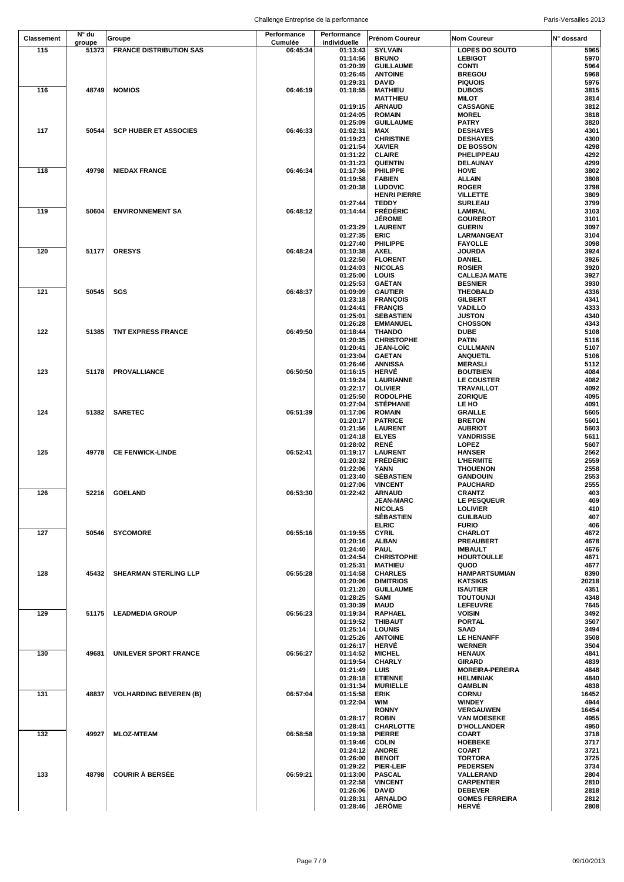| Classement | N° du groupe | Groupe | Performance Cumulée | Performance individuelle | Prénom Coureur | Nom Coureur | N° dossard |
|---|---|---|---|---|---|---|---|
| 115 | 51373 | FRANCE DISTRIBUTION SAS | 06:45:34 | 01:13:43 | SYLVAIN | LOPES DO SOUTO | 5965 |
| | | | | 01:14:56 | BRUNO | LEBIGOT | 5970 |
| | | | | 01:20:39 | GUILLAUME | CONTI | 5964 |
| | | | | 01:26:45 | ANTOINE | BREGOU | 5968 |
| | | | | 01:29:31 | DAVID | PIQUOIS | 5976 |
| 116 | 48749 | NOMIOS | 06:46:19 | 01:18:55 | MATHIEU | DUBOIS | 3815 |
| | | | | | MATTHIEU | MILOT | 3814 |
| | | | | 01:19:15 | ARNAUD | CASSAGNE | 3812 |
| | | | | 01:24:05 | ROMAIN | MOREL | 3818 |
| | | | | 01:25:09 | GUILLAUME | PATRY | 3820 |
| 117 | 50544 | SCP HUBER ET ASSOCIES | 06:46:33 | 01:02:31 | MAX | DESHAYES | 4301 |
| | | | | 01:19:23 | CHRISTINE | DESHAYES | 4300 |
| | | | | 01:21:54 | XAVIER | DE BOSSON | 4298 |
| | | | | 01:31:22 | CLAIRE | PHELIPPEAU | 4292 |
| | | | | 01:31:23 | QUENTIN | DELAUNAY | 4299 |
| 118 | 49798 | NIEDAX FRANCE | 06:46:34 | 01:17:36 | PHILIPPE | HOVE | 3802 |
| | | | | 01:19:58 | FABIEN | ALLAIN | 3808 |
| | | | | 01:20:38 | LUDOVIC | ROGER | 3798 |
| | | | | | HENRI PIERRE | VILLETTE | 3809 |
| | | | | 01:27:44 | TEDDY | SURLEAU | 3799 |
| 119 | 50604 | ENVIRONNEMENT SA | 06:48:12 | 01:14:44 | FRÉDÉRIC | LAMIRAL | 3103 |
| | | | | | JÉROME | GOUREROT | 3101 |
| | | | | 01:23:29 | LAURENT | GUERIN | 3097 |
| | | | | 01:27:35 | ERIC | LARMANGEAT | 3104 |
| | | | | 01:27:40 | PHILIPPE | FAYOLLE | 3098 |
| 120 | 51177 | ORESYS | 06:48:24 | 01:10:38 | AXEL | JOURDA | 3924 |
| | | | | 01:22:50 | FLORENT | DANIEL | 3926 |
| | | | | 01:24:03 | NICOLAS | ROSIER | 3920 |
| | | | | 01:25:00 | LOUIS | CALLEJA MATE | 3927 |
| | | | | 01:25:53 | GAËTAN | BESNIER | 3930 |
| 121 | 50545 | SGS | 06:48:37 | 01:09:09 | GAUTIER | THEOBALD | 4336 |
| | | | | 01:23:18 | FRANÇOIS | GILBERT | 4341 |
| | | | | 01:24:41 | FRANÇIS | VADILLO | 4333 |
| | | | | 01:25:01 | SEBASTIEN | JUSTON | 4340 |
| | | | | 01:26:28 | EMMANUEL | CHOSSON | 4343 |
| 122 | 51385 | TNT EXPRESS FRANCE | 06:49:50 | 01:18:44 | THANDO | DUBE | 5108 |
| | | | | 01:20:35 | CHRISTOPHE | PATIN | 5116 |
| | | | | 01:20:41 | JEAN-LOÏC | CULLMANN | 5107 |
| | | | | 01:23:04 | GAETAN | ANQUETIL | 5106 |
| | | | | 01:26:46 | ANNISSA | MERASLI | 5112 |
| 123 | 51178 | PROVALLIANCE | 06:50:50 | 01:16:15 | HERVÉ | BOUTBIEN | 4084 |
| | | | | 01:19:24 | LAURIANNE | LE COUSTER | 4082 |
| | | | | 01:22:17 | OLIVIER | TRAVAILLOT | 4092 |
| | | | | 01:25:50 | RODOLPHE | ZORIQUE | 4095 |
| | | | | 01:27:04 | STÉPHANE | LE HO | 4091 |
| 124 | 51382 | SARETEC | 06:51:39 | 01:17:06 | ROMAIN | GRAILLE | 5605 |
| | | | | 01:20:17 | PATRICE | BRETON | 5601 |
| | | | | 01:21:56 | LAURENT | AUBRIOT | 5603 |
| | | | | 01:24:18 | ELYES | VANDRISSE | 5611 |
| | | | | 01:28:02 | RENÉ | LOPEZ | 5607 |
| 125 | 49778 | CE FENWICK-LINDE | 06:52:41 | 01:19:17 | LAURENT | HANSER | 2562 |
| | | | | 01:20:32 | FRÉDÉRIC | L'HERMITE | 2559 |
| | | | | 01:22:06 | YANN | THOUENON | 2558 |
| | | | | 01:23:40 | SÉBASTIEN | GANDOUIN | 2553 |
| | | | | 01:27:06 | VINCENT | PAUCHARD | 2555 |
| 126 | 52216 | GOELAND | 06:53:30 | 01:22:42 | ARNAUD | CRANTZ | 403 |
| | | | | | JEAN-MARC | LE PESQUEUR | 409 |
| | | | | | NICOLAS | LOLIVIER | 410 |
| | | | | | SÉBASTIEN | GUILBAUD | 407 |
| | | | | | ELRIC | FURIO | 406 |
| 127 | 50546 | SYCOMORE | 06:55:16 | 01:19:55 | CYRIL | CHARLOT | 4672 |
| | | | | 01:20:16 | ALBAN | PREAUBERT | 4678 |
| | | | | 01:24:40 | PAUL | IMBAULT | 4676 |
| | | | | 01:24:54 | CHRISTOPHE | HOURTOULLE | 4671 |
| | | | | 01:25:31 | MATHIEU | QUOD | 4677 |
| 128 | 45432 | SHEARMAN STERLING LLP | 06:55:28 | 01:14:58 | CHARLES | HAMPARTSUMIAN | 8390 |
| | | | | 01:20:06 | DIMITRIOS | KATSIKIS | 20218 |
| | | | | 01:21:20 | GUILLAUME | ISAUTIER | 4351 |
| | | | | 01:28:25 | SAMI | TOUTOUNJI | 4348 |
| | | | | 01:30:39 | MAUD | LEFEUVRE | 7645 |
| 129 | 51175 | LEADMEDIA GROUP | 06:56:23 | 01:19:34 | RAPHAEL | VOISIN | 3492 |
| | | | | 01:19:52 | THIBAUT | PORTAL | 3507 |
| | | | | 01:25:14 | LOUNIS | SAAD | 3494 |
| | | | | 01:25:26 | ANTOINE | LE HENANFF | 3508 |
| | | | | 01:26:17 | HERVÉ | WERNER | 3504 |
| 130 | 49681 | UNILEVER SPORT FRANCE | 06:56:27 | 01:14:52 | MICHEL | HENAUX | 4841 |
| | | | | 01:19:54 | CHARLY | GIRARD | 4839 |
| | | | | 01:21:49 | LUIS | MOREIRA-PEREIRA | 4848 |
| | | | | 01:28:18 | ETIENNE | HELMINIAK | 4840 |
| | | | | 01:31:34 | MURIELLE | GAMBLIN | 4838 |
| 131 | 48837 | VOLHARDING BEVEREN (B) | 06:57:04 | 01:15:58 | ERIK | CORNU | 16452 |
| | | | | 01:22:04 | WIM | WINDEY | 4944 |
| | | | | | RONNY | VERGAUWEN | 16454 |
| | | | | 01:28:17 | ROBIN | VAN MOESEKE | 4955 |
| | | | | 01:28:41 | CHARLOTTE | D'HOLLANDER | 4950 |
| 132 | 49927 | MLOZ-MTEAM | 06:58:58 | 01:19:38 | PIERRE | COART | 3718 |
| | | | | 01:19:46 | COLIN | HOEBEKE | 3717 |
| | | | | 01:24:12 | ANDRE | COART | 3721 |
| | | | | 01:26:00 | BENOIT | TORTORA | 3725 |
| | | | | 01:29:22 | PIER-LEIF | PEDERSEN | 3734 |
| 133 | 48798 | COURIR À BERSÉE | 06:59:21 | 01:13:00 | PASCAL | VALLERAND | 2804 |
| | | | | 01:22:58 | VINCENT | CARPENTIER | 2810 |
| | | | | 01:26:06 | DAVID | DEBEVER | 2818 |
| | | | | 01:28:31 | ARNALDO | GOMES FERREIRA | 2812 |
| | | | | 01:28:46 | JÉRÔME | HERVÉ | 2808 |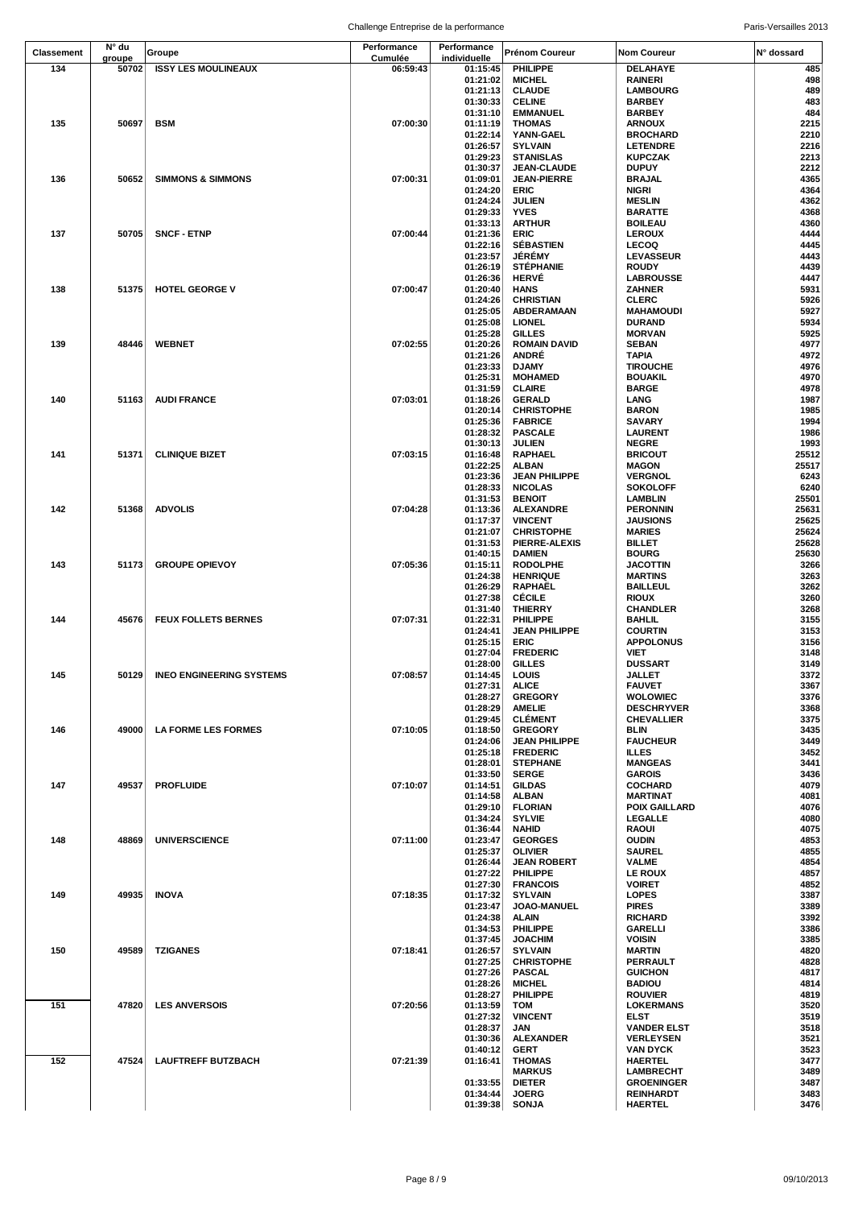| Classement | N° du groupe | Groupe | Performance Cumulée | Performance individuelle | Prénom Coureur | Nom Coureur | N° dossard |
|---|---|---|---|---|---|---|---|
| 134 | 50702 | ISSY LES MOULINEAUX | 06:59:43 | 01:15:45 | PHILIPPE | DELAHAYE | 485 |
| | | | | 01:21:02 | MICHEL | RAINERI | 498 |
| | | | | 01:21:13 | CLAUDE | LAMBOURG | 489 |
| | | | | 01:30:33 | CELINE | BARBEY | 483 |
| | | | | 01:31:10 | EMMANUEL | BARBEY | 484 |
| 135 | 50697 | BSM | 07:00:30 | 01:11:19 | THOMAS | ARNOUX | 2215 |
| | | | | 01:22:14 | YANN-GAEL | BROCHARD | 2210 |
| | | | | 01:26:57 | SYLVAIN | LETENDRE | 2216 |
| | | | | 01:29:23 | STANISLAS | KUPCZAK | 2213 |
| | | | | 01:30:37 | JEAN-CLAUDE | DUPUY | 2212 |
| 136 | 50652 | SIMMONS & SIMMONS | 07:00:31 | 01:09:01 | JEAN-PIERRE | BRAJAL | 4365 |
| | | | | 01:24:20 | ERIC | NIGRI | 4364 |
| | | | | 01:24:24 | JULIEN | MESLIN | 4362 |
| | | | | 01:29:33 | YVES | BARATTE | 4368 |
| | | | | 01:33:13 | ARTHUR | BOILEAU | 4360 |
| 137 | 50705 | SNCF - ETNP | 07:00:44 | 01:21:36 | ERIC | LEROUX | 4444 |
| | | | | 01:22:16 | SÉBASTIEN | LECOQ | 4445 |
| | | | | 01:23:57 | JÉRÉMY | LEVASSEUR | 4443 |
| | | | | 01:26:19 | STÉPHANIE | ROUDY | 4439 |
| | | | | 01:26:36 | HERVÉ | LABROUSSE | 4447 |
| 138 | 51375 | HOTEL GEORGE V | 07:00:47 | 01:20:40 | HANS | ZAHNER | 5931 |
| | | | | 01:24:26 | CHRISTIAN | CLERC | 5926 |
| | | | | 01:25:05 | ABDERAMAAN | MAHAMOUDI | 5927 |
| | | | | 01:25:08 | LIONEL | DURAND | 5934 |
| | | | | 01:25:28 | GILLES | MORVAN | 5925 |
| 139 | 48446 | WEBNET | 07:02:55 | 01:20:26 | ROMAIN DAVID | SEBAN | 4977 |
| | | | | 01:21:26 | ANDRÉ | TAPIA | 4972 |
| | | | | 01:23:33 | DJAMY | TIROUCHE | 4976 |
| | | | | 01:25:31 | MOHAMED | BOUAKIL | 4970 |
| | | | | 01:31:59 | CLAIRE | BARGE | 4978 |
| 140 | 51163 | AUDI FRANCE | 07:03:01 | 01:18:26 | GERALD | LANG | 1987 |
| | | | | 01:20:14 | CHRISTOPHE | BARON | 1985 |
| | | | | 01:25:36 | FABRICE | SAVARY | 1994 |
| | | | | 01:28:32 | PASCALE | LAURENT | 1986 |
| | | | | 01:30:13 | JULIEN | NEGRE | 1993 |
| 141 | 51371 | CLINIQUE BIZET | 07:03:15 | 01:16:48 | RAPHAEL | BRICOUT | 25512 |
| | | | | 01:22:25 | ALBAN | MAGON | 25517 |
| | | | | 01:23:36 | JEAN PHILIPPE | VERGNOL | 6243 |
| | | | | 01:28:33 | NICOLAS | SOKOLOFF | 6240 |
| | | | | 01:31:53 | BENOIT | LAMBLIN | 25501 |
| 142 | 51368 | ADVOLIS | 07:04:28 | 01:13:36 | ALEXANDRE | PERONNIN | 25631 |
| | | | | 01:17:37 | VINCENT | JAUSIONS | 25625 |
| | | | | 01:21:07 | CHRISTOPHE | MARIES | 25624 |
| | | | | 01:31:53 | PIERRE-ALEXIS | BILLET | 25628 |
| | | | | 01:40:15 | DAMIEN | BOURG | 25630 |
| 143 | 51173 | GROUPE OPIEVOY | 07:05:36 | 01:15:11 | RODOLPHE | JACOTTIN | 3266 |
| | | | | 01:24:38 | HENRIQUE | MARTINS | 3263 |
| | | | | 01:26:29 | RAPHAËL | BAILLEUL | 3262 |
| | | | | 01:27:38 | CÉCILE | RIOUX | 3260 |
| | | | | 01:31:40 | THIERRY | CHANDLER | 3268 |
| 144 | 45676 | FEUX FOLLETS BERNES | 07:07:31 | 01:22:31 | PHILIPPE | BAHLIL | 3155 |
| | | | | 01:24:41 | JEAN PHILIPPE | COURTIN | 3153 |
| | | | | 01:25:15 | ERIC | APPOLONUS | 3156 |
| | | | | 01:27:04 | FREDERIC | VIET | 3148 |
| | | | | 01:28:00 | GILLES | DUSSART | 3149 |
| 145 | 50129 | INEO ENGINEERING SYSTEMS | 07:08:57 | 01:14:45 | LOUIS | JALLET | 3372 |
| | | | | 01:27:31 | ALICE | FAUVET | 3367 |
| | | | | 01:28:27 | GREGORY | WOLOWIEC | 3376 |
| | | | | 01:28:29 | AMELIE | DESCHRYVER | 3368 |
| | | | | 01:29:45 | CLÉMENT | CHEVALLIER | 3375 |
| 146 | 49000 | LA FORME LES FORMES | 07:10:05 | 01:18:50 | GREGORY | BLIN | 3435 |
| | | | | 01:24:06 | JEAN PHILIPPE | FAUCHEUR | 3449 |
| | | | | 01:25:18 | FREDERIC | ILLES | 3452 |
| | | | | 01:28:01 | STEPHANE | MANGEAS | 3441 |
| | | | | 01:33:50 | SERGE | GAROIS | 3436 |
| 147 | 49537 | PROFLUIDE | 07:10:07 | 01:14:51 | GILDAS | COCHARD | 4079 |
| | | | | 01:14:58 | ALBAN | MARTINAT | 4081 |
| | | | | 01:29:10 | FLORIAN | POIX GAILLARD | 4076 |
| | | | | 01:34:24 | SYLVIE | LEGALLE | 4080 |
| | | | | 01:36:44 | NAHID | RAOUI | 4075 |
| 148 | 48869 | UNIVERSCIENCE | 07:11:00 | 01:23:47 | GEORGES | OUDIN | 4853 |
| | | | | 01:25:37 | OLIVIER | SAUREL | 4855 |
| | | | | 01:26:44 | JEAN ROBERT | VALME | 4854 |
| | | | | 01:27:22 | PHILIPPE | LE ROUX | 4857 |
| | | | | 01:27:30 | FRANCOIS | VOIRET | 4852 |
| 149 | 49935 | INOVA | 07:18:35 | 01:17:32 | SYLVAIN | LOPES | 3387 |
| | | | | 01:23:47 | JOAO-MANUEL | PIRES | 3389 |
| | | | | 01:24:38 | ALAIN | RICHARD | 3392 |
| | | | | 01:34:53 | PHILIPPE | GARELLI | 3386 |
| | | | | 01:37:45 | JOACHIM | VOISIN | 3385 |
| 150 | 49589 | TZIGANES | 07:18:41 | 01:26:57 | SYLVAIN | MARTIN | 4820 |
| | | | | 01:27:25 | CHRISTOPHE | PERRAULT | 4828 |
| | | | | 01:27:26 | PASCAL | GUICHON | 4817 |
| | | | | 01:28:26 | MICHEL | BADIOU | 4814 |
| | | | | 01:28:27 | PHILIPPE | ROUVIER | 4819 |
| 151 | 47820 | LES ANVERSOIS | 07:20:56 | 01:13:59 | TOM | LOKERMANS | 3520 |
| | | | | 01:27:32 | VINCENT | ELST | 3519 |
| | | | | 01:28:37 | JAN | VANDER ELST | 3518 |
| | | | | 01:30:36 | ALEXANDER | VERLEYSEN | 3521 |
| | | | | 01:40:12 | GERT | VAN DYCK | 3523 |
| 152 | 47524 | LAUFTREFF BUTZBACH | 07:21:39 | 01:16:41 | THOMAS | HAERTEL | 3477 |
| | | | | | MARKUS | LAMBRECHT | 3489 |
| | | | | 01:33:55 | DIETER | GROENINGER | 3487 |
| | | | | 01:34:44 | JOERG | REINHARDT | 3483 |
| | | | | 01:39:38 | SONJA | HAERTEL | 3476 |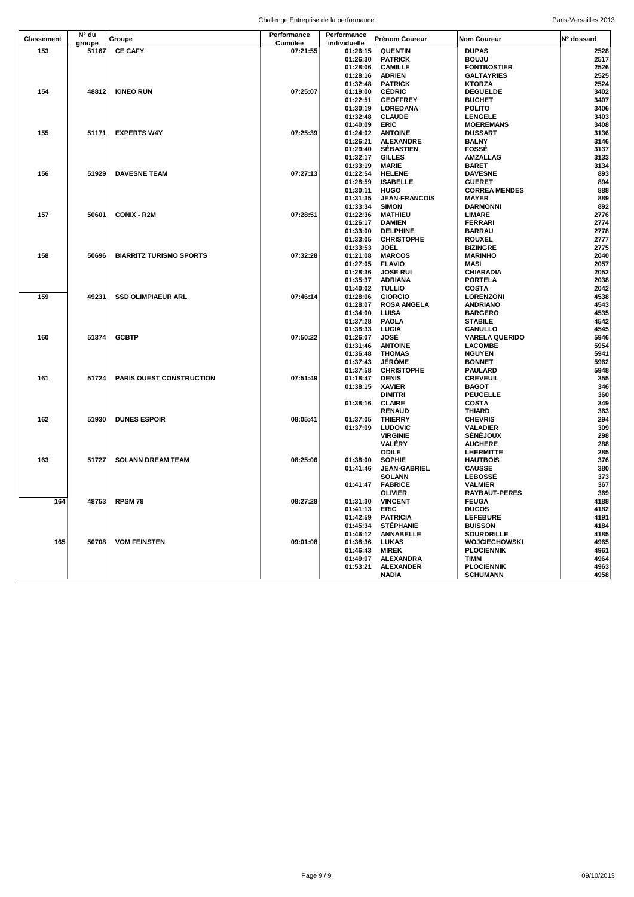| Classement | N° du groupe | Groupe | Performance Cumulée | Performance individuelle | Prénom Coureur | Nom Coureur | N° dossard |
|---|---|---|---|---|---|---|---|
| 153 | 51167 | CE CAFY | 07:21:55 | 01:26:15 | QUENTIN | DUPAS | 2528 |
| | | | | 01:26:30 | PATRICK | BOUJU | 2517 |
| | | | | 01:28:06 | CAMILLE | FONTBOSTIER | 2526 |
| | | | | 01:28:16 | ADRIEN | GALTAYRIES | 2525 |
| | | | | 01:32:48 | PATRICK | KTORZA | 2524 |
| 154 | 48812 | KINEO RUN | 07:25:07 | 01:19:00 | CÉDRIC | DEGUELDE | 3402 |
| | | | | 01:22:51 | GEOFFREY | BUCHET | 3407 |
| | | | | 01:30:19 | LOREDANA | POLITO | 3406 |
| | | | | 01:32:48 | CLAUDE | LENGELE | 3403 |
| | | | | 01:40:09 | ERIC | MOEREMANS | 3408 |
| 155 | 51171 | EXPERTS W4Y | 07:25:39 | 01:24:02 | ANTOINE | DUSSART | 3136 |
| | | | | 01:26:21 | ALEXANDRE | BALNY | 3146 |
| | | | | 01:29:40 | SÉBASTIEN | FOSSÉ | 3137 |
| | | | | 01:32:17 | GILLES | AMZALLAG | 3133 |
| | | | | 01:33:19 | MARIE | BARET | 3134 |
| 156 | 51929 | DAVESNE TEAM | 07:27:13 | 01:22:54 | HELENE | DAVESNE | 893 |
| | | | | 01:28:59 | ISABELLE | GUERET | 894 |
| | | | | 01:30:11 | HUGO | CORREA MENDES | 888 |
| | | | | 01:31:35 | JEAN-FRANCOIS | MAYER | 889 |
| | | | | 01:33:34 | SIMON | DARMONNI | 892 |
| 157 | 50601 | CONIX - R2M | 07:28:51 | 01:22:36 | MATHIEU | LIMARE | 2776 |
| | | | | 01:26:17 | DAMIEN | FERRARI | 2774 |
| | | | | 01:33:00 | DELPHINE | BARRAU | 2778 |
| | | | | 01:33:05 | CHRISTOPHE | ROUXEL | 2777 |
| | | | | 01:33:53 | JOËL | BIZINGRE | 2775 |
| 158 | 50696 | BIARRITZ TURISMO SPORTS | 07:32:28 | 01:21:08 | MARCOS | MARINHO | 2040 |
| | | | | 01:27:05 | FLAVIO | MASI | 2057 |
| | | | | 01:28:36 | JOSE RUI | CHIARADIA | 2052 |
| | | | | 01:35:37 | ADRIANA | PORTELA | 2038 |
| | | | | 01:40:02 | TULLIO | COSTA | 2042 |
| 159 | 49231 | SSD OLIMPIAEUR ARL | 07:46:14 | 01:28:06 | GIORGIO | LORENZONI | 4538 |
| | | | | 01:28:07 | ROSA ANGELA | ANDRIANO | 4543 |
| | | | | 01:34:00 | LUISA | BARGERO | 4535 |
| | | | | 01:37:28 | PAOLA | STABILE | 4542 |
| | | | | 01:38:33 | LUCIA | CANULLO | 4545 |
| 160 | 51374 | GCBTP | 07:50:22 | 01:26:07 | JOSÉ | VARELA QUERIDO | 5946 |
| | | | | 01:31:46 | ANTOINE | LACOMBE | 5954 |
| | | | | 01:36:48 | THOMAS | NGUYEN | 5941 |
| | | | | 01:37:43 | JÉRÔME | BONNET | 5962 |
| | | | | 01:37:58 | CHRISTOPHE | PAULARD | 5948 |
| 161 | 51724 | PARIS OUEST CONSTRUCTION | 07:51:49 | 01:18:47 | DENIS | CREVEUIL | 355 |
| | | | | 01:38:15 | XAVIER | BAGOT | 346 |
| | | | | | DIMITRI | PEUCELLE | 360 |
| | | | | 01:38:16 | CLAIRE | COSTA | 349 |
| | | | | | RENAUD | THIARD | 363 |
| 162 | 51930 | DUNES ESPOIR | 08:05:41 | 01:37:05 | THIERRY | CHEVRIS | 294 |
| | | | | 01:37:09 | LUDOVIC | VALADIER | 309 |
| | | | | | VIRGINIE | SÉNÉJOUX | 298 |
| | | | | | VALÉRY | AUCHERE | 288 |
| | | | | | ODILE | LHERMITTE | 285 |
| 163 | 51727 | SOLANN DREAM TEAM | 08:25:06 | 01:38:00 | SOPHIE | HAUTBOIS | 376 |
| | | | | 01:41:46 | JEAN-GABRIEL | CAUSSE | 380 |
| | | | | | SOLANN | LEBOSSÉ | 373 |
| | | | | 01:41:47 | FABRICE | VALMIER | 367 |
| | | | | | OLIVIER | RAYBAUT-PERES | 369 |
| 164 | 48753 | RPSM 78 | 08:27:28 | 01:31:30 | VINCENT | FEUGA | 4188 |
| | | | | 01:41:13 | ERIC | DUCOS | 4182 |
| | | | | 01:42:59 | PATRICIA | LEFEBURE | 4191 |
| | | | | 01:45:34 | STÉPHANIE | BUISSON | 4184 |
| | | | | 01:46:12 | ANNABELLE | SOURDRILLE | 4185 |
| 165 | 50708 | VOM FEINSTEN | 09:01:08 | 01:38:36 | LUKAS | WOJCIECHOWSKI | 4965 |
| | | | | 01:46:43 | MIREK | PLOCIENNIK | 4961 |
| | | | | 01:49:07 | ALEXANDRA | TIMM | 4964 |
| | | | | 01:53:21 | ALEXANDER | PLOCIENNIK | 4963 |
| | | | | | NADIA | SCHUMANN | 4958 |